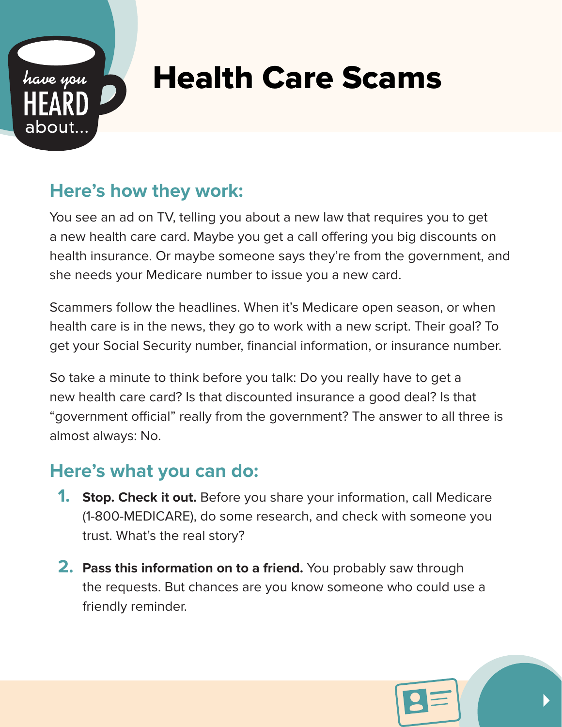have you HEARD about...

# Health Care Scams

## Here's how they work:

You see an ad on TV, telling you about a new law that requires you to get a new health care card. Maybe you get a call offering you big discounts on health insurance. Or maybe someone says they're from the government, and she needs your Medicare number to issue you a new card.

Scammers follow the headlines. When it's Medicare open season, or when health care is in the news, they go to work with a new script. Their goal? To get your Social Security number, financial information, or insurance number.

So take a minute to think before you talk: Do you really have to get a new health care card? Is that discounted insurance a good deal? Is that "government official" really from the government? The answer to all three is almost always: No.

## Here's what you can do:

1. **Stop. Check it out.** Before you share your information, call Medicare (1-800-MEDICARE), do some research, and check with someone you trust. What's the real story?

2. **Pass this information on to a friend.** You probably saw through the requests. But chances are you know someone who could use a friendly reminder.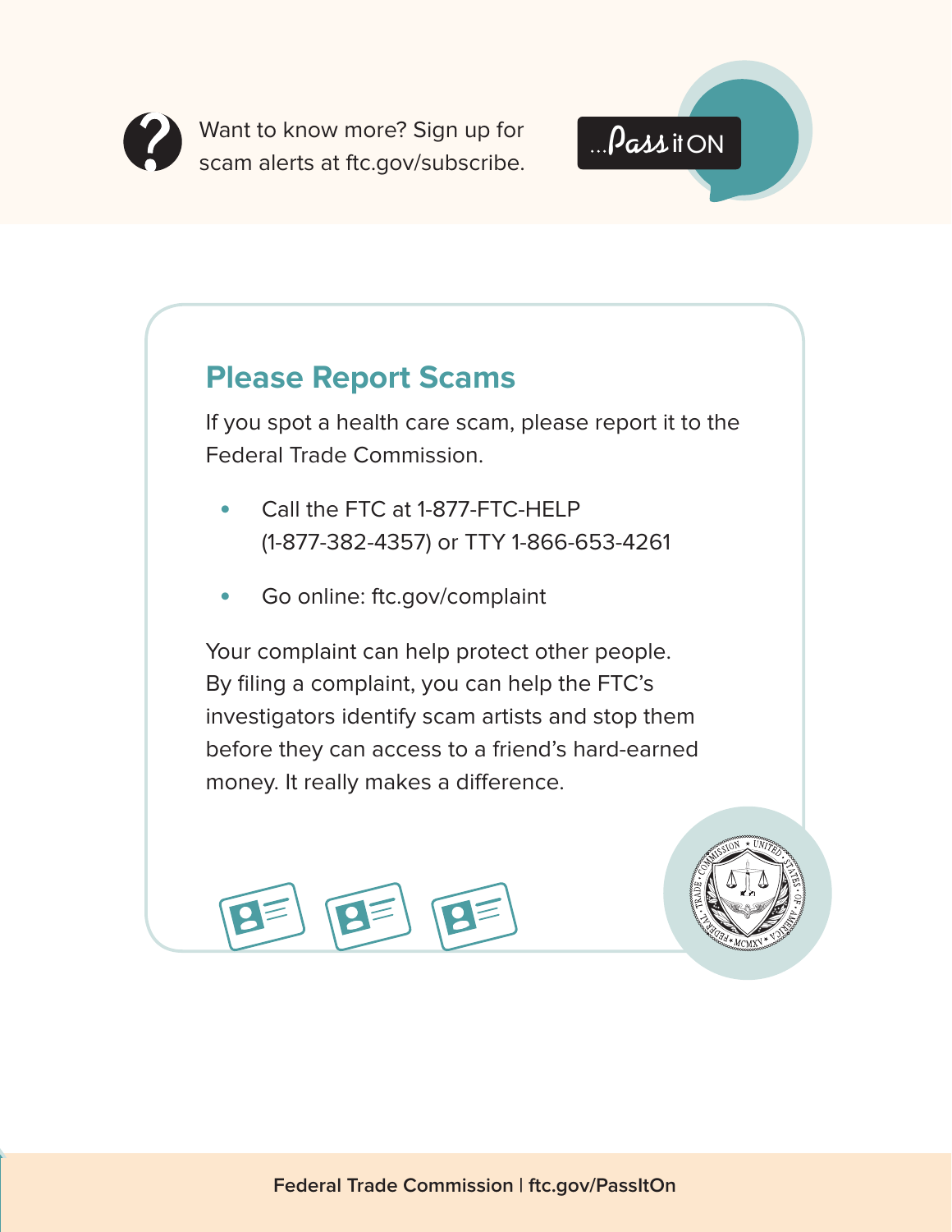Want to know more? Sign up for scam alerts at ftc.gov/subscribe.

...Pass it ON

## Please Report Scams

If you spot a health care scam, please report it to the Federal Trade Commission.

- Call the FTC at 1-877-FTC-HELP (1-877-382-4357) or TTY 1-866-653-4261
- Go online: ftc.gov/complaint

Your complaint can help protect other people. By filing a complaint, you can help the FTC's investigators identify scam artists and stop them before they can access to a friend's hard-earned money. It really makes a difference.

**Federal Trade Commission | ftc.gov/PassItOn**